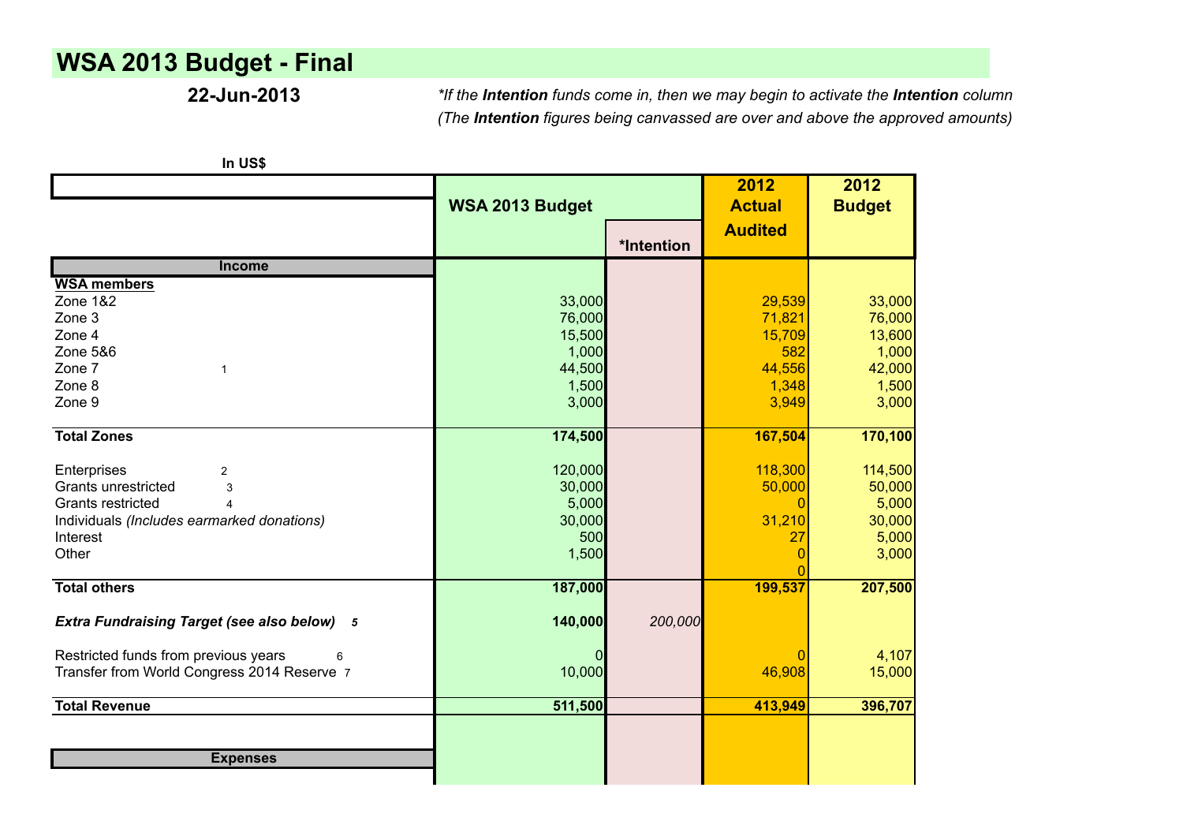# WSA 2013 Budget - Final

**22-Jun-2013**

*\*If the **Intention** funds come in, then we may begin to activate the **Intention** column*
*(The **Intention** figures being canvassed are over and above the approved amounts)*

**In US$**

| | | WSA 2013 Budget | *Intention | 2012 Actual Audited | 2012 Budget |
|---|---|---|---|---|---|
| **Income** | | | | | |
| **WSA members** | | | | | |
| Zone 1&2 | | 33,000 | | 29,539 | 33,000 |
| Zone 3 | | 76,000 | | 71,821 | 76,000 |
| Zone 4 | | 15,500 | | 15,709 | 13,600 |
| Zone 5&6 | | 1,000 | | 582 | 1,000 |
| Zone 7 | 1 | 44,500 | | 44,556 | 42,000 |
| Zone 8 | | 1,500 | | 1,348 | 1,500 |
| Zone 9 | | 3,000 | | 3,949 | 3,000 |
| **Total Zones** | | **174,500** | | **167,504** | **170,100** |
| Enterprises | 2 | 120,000 | | 118,300 | 114,500 |
| Grants unrestricted | 3 | 30,000 | | 50,000 | 50,000 |
| Grants restricted | 4 | 5,000 | | 0 | 5,000 |
| Individuals *(Includes earmarked donations)* | | 30,000 | | 31,210 | 30,000 |
| Interest | | 500 | | 27 | 5,000 |
| Other | | 1,500 | | 0 | 3,000 |
| | | | | 0 | |
| **Total others** | | **187,000** | | **199,537** | **207,500** |
| ***Extra Fundraising Target (see also below)*** | ***5*** | **140,000** | *200,000* | | |
| Restricted funds from previous years | 6 | 0 | | 0 | 4,107 |
| Transfer from World Congress 2014 Reserve | 7 | 10,000 | | 46,908 | 15,000 |
| **Total Revenue** | | **511,500** | | **413,949** | **396,707** |
| **Expenses** | | | | | |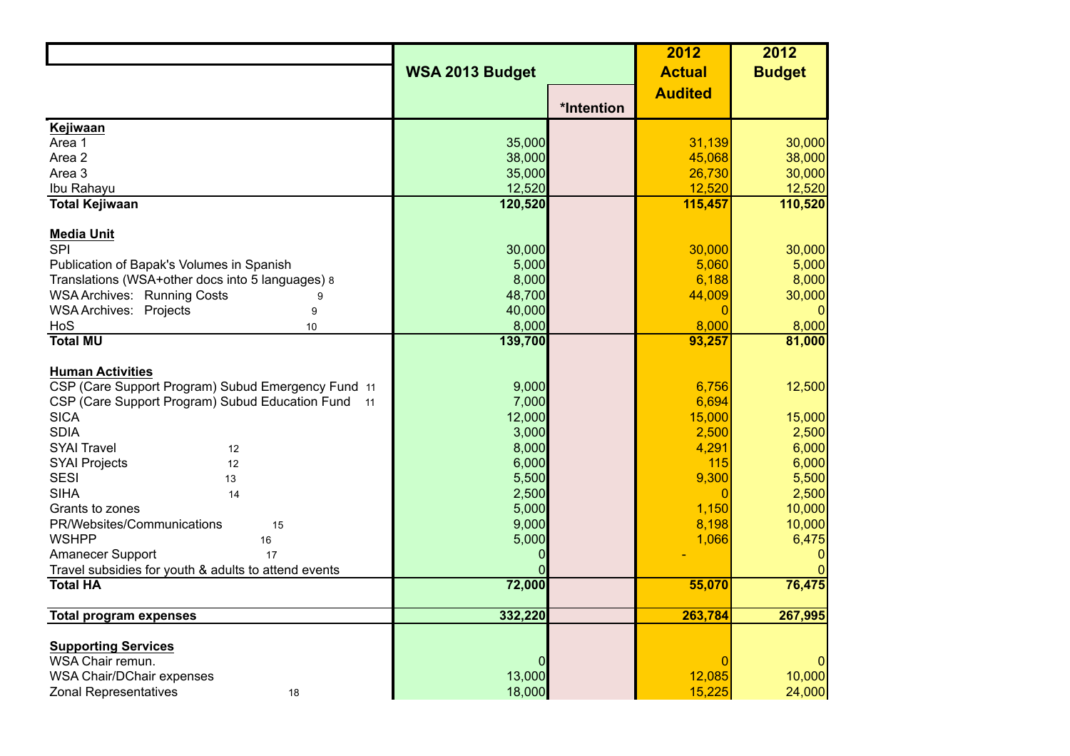| | WSA 2013 Budget | *Intention | 2012 Actual Audited | 2012 Budget |
|---|---|---|---|---|
| **Kejiwaan** | | | | |
| Area 1 | 35,000 | | 31,139 | 30,000 |
| Area 2 | 38,000 | | 45,068 | 38,000 |
| Area 3 | 35,000 | | 26,730 | 30,000 |
| Ibu Rahayu | 12,520 | | 12,520 | 12,520 |
| **Total Kejiwaan** | **120,520** | | **115,457** | **110,520** |
| | | | | |
| **Media Unit** | | | | |
| SPI | 30,000 | | 30,000 | 30,000 |
| Publication of Bapak's Volumes in Spanish | 5,000 | | 5,060 | 5,000 |
| Translations (WSA+other docs into 5 languages) 8 | 8,000 | | 6,188 | 8,000 |
| WSA Archives: Running Costs 9 | 48,700 | | 44,009 | 30,000 |
| WSA Archives: Projects 9 | 40,000 | | 0 | 0 |
| HoS 10 | 8,000 | | 8,000 | 8,000 |
| **Total MU** | **139,700** | | **93,257** | **81,000** |
| | | | | |
| **Human Activities** | | | | |
| CSP (Care Support Program) Subud Emergency Fund 11 | 9,000 | | 6,756 | 12,500 |
| CSP (Care Support Program) Subud Education Fund 11 | 7,000 | | 6,694 | |
| SICA | 12,000 | | 15,000 | 15,000 |
| SDIA | 3,000 | | 2,500 | 2,500 |
| SYAI Travel 12 | 8,000 | | 4,291 | 6,000 |
| SYAI Projects 12 | 6,000 | | 115 | 6,000 |
| SESI 13 | 5,500 | | 9,300 | 5,500 |
| SIHA 14 | 2,500 | | 0 | 2,500 |
| Grants to zones | 5,000 | | 1,150 | 10,000 |
| PR/Websites/Communications 15 | 9,000 | | 8,198 | 10,000 |
| WSHPP 16 | 5,000 | | 1,066 | 6,475 |
| Amanecer Support 17 | 0 | | - | 0 |
| Travel subsidies for youth & adults to attend events | 0 | | | 0 |
| **Total HA** | **72,000** | | **55,070** | **76,475** |
| | | | | |
| **Total program expenses** | **332,220** | | **263,784** | **267,995** |
| | | | | |
| **Supporting Services** | | | | |
| WSA Chair remun. | 0 | | 0 | 0 |
| WSA Chair/DChair expenses | 13,000 | | 12,085 | 10,000 |
| Zonal Representatives 18 | 18,000 | | 15,225 | 24,000 |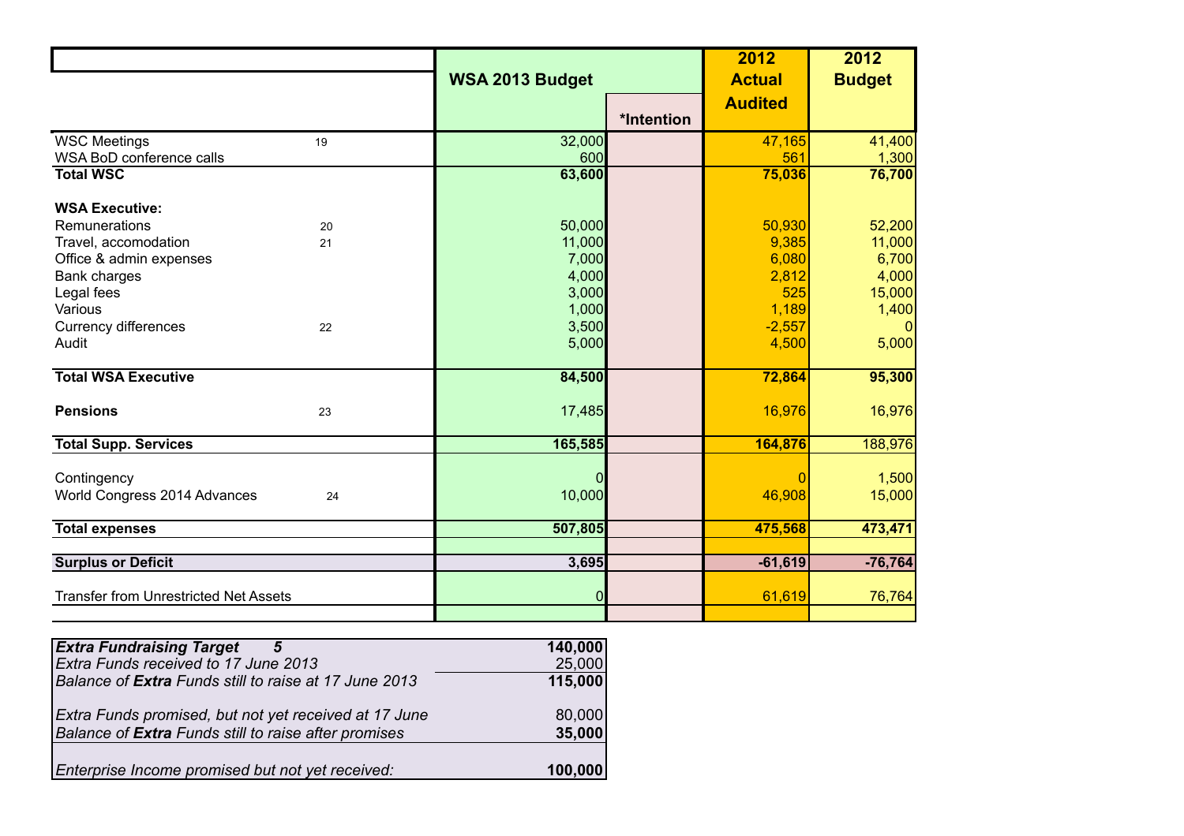| | | WSA 2013 Budget | | 2012 Actual Audited | 2012 Budget |
|---|---|---|---|---|---|
| | | | *Intention | | |
| WSC Meetings | 19 | 32,000 | | 47,165 | 41,400 |
| WSA BoD conference calls | | 600 | | 561 | 1,300 |
| **Total WSC** | | **63,600** | | **75,036** | **76,700** |
| | | | | | |
| **WSA Executive:** | | | | | |
| Remunerations | 20 | 50,000 | | 50,930 | 52,200 |
| Travel, accomodation | 21 | 11,000 | | 9,385 | 11,000 |
| Office & admin expenses | | 7,000 | | 6,080 | 6,700 |
| Bank charges | | 4,000 | | 2,812 | 4,000 |
| Legal fees | | 3,000 | | 525 | 15,000 |
| Various | | 1,000 | | 1,189 | 1,400 |
| Currency differences | 22 | 3,500 | | -2,557 | 0 |
| Audit | | 5,000 | | 4,500 | 5,000 |
| | | | | | |
| **Total WSA Executive** | | **84,500** | | **72,864** | **95,300** |
| | | | | | |
| **Pensions** | 23 | 17,485 | | 16,976 | 16,976 |
| | | | | | |
| **Total Supp. Services** | | **165,585** | | **164,876** | 188,976 |
| | | | | | |
| Contingency | | 0 | | 0 | 1,500 |
| World Congress 2014 Advances | 24 | 10,000 | | 46,908 | 15,000 |
| | | | | | |
| **Total expenses** | | **507,805** | | **475,568** | **473,471** |
| | | | | | |
| **Surplus or Deficit** | | **3,695** | | **-61,619** | **-76,764** |
| | | | | | |
| Transfer from Unrestricted Net Assets | | 0 | | 61,619 | 76,764 |

| | |
|---|---|
| ***Extra Fundraising Target*** ***5*** | **140,000** |
| *Extra Funds received to 17 June 2013* | 25,000 |
| *Balance of **Extra** Funds still to raise at 17 June 2013* | **115,000** |
| | |
| *Extra Funds promised, but not yet received at 17 June* | 80,000 |
| *Balance of **Extra** Funds still to raise after promises* | **35,000** |
| | |
| *Enterprise Income promised but not yet received:* | **100,000** |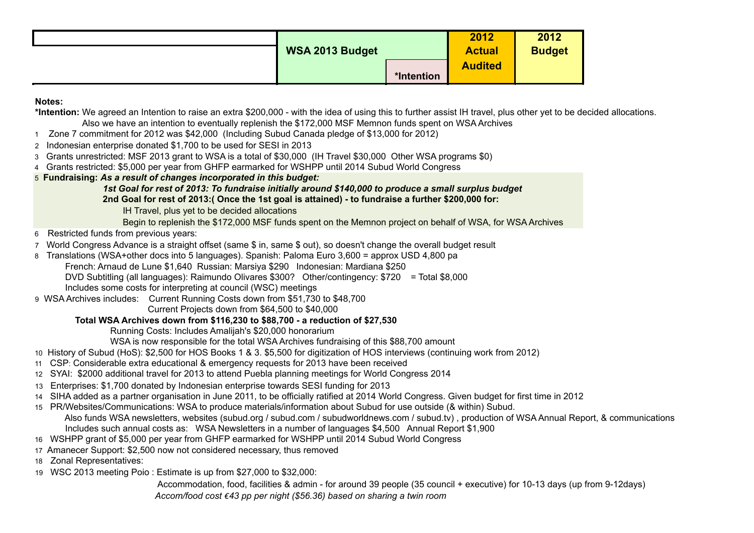| | WSA 2013 Budget | | 2012 Actual Audited | 2012 Budget |
|---|---|---|---|---|
| | | *Intention | | |

**Notes:**

***Intention:** We agreed an Intention to raise an extra $200,000 - with the idea of using this to further assist IH travel, plus other yet to be decided allocations.
Also we have an intention to eventually replenish the $172,000 MSF Memnon funds spent on WSA Archives

1. Zone 7 commitment for 2012 was $42,000 (Including Subud Canada pledge of $13,000 for 2012)
2. Indonesian enterprise donated $1,700 to be used for SESI in 2013
3. Grants unrestricted: MSF 2013 grant to WSA is a total of $30,000 (IH Travel $30,000 Other WSA programs $0)
4. Grants restricted: $5,000 per year from GHFP earmarked for WSHPP until 2014 Subud World Congress
5. **Fundraising:** ***As a result of changes incorporated in this budget:***
   ***1st Goal for rest of 2013: To fundraise initially around $140,000 to produce a small surplus budget***
   **2nd Goal for rest of 2013:( Once the 1st goal is attained) - to fundraise a further $200,000 for:**
   IH Travel, plus yet to be decided allocations
   Begin to replenish the $172,000 MSF funds spent on the Memnon project on behalf of WSA, for WSA Archives
6. Restricted funds from previous years:
7. World Congress Advance is a straight offset (same $ in, same $ out), so doesn't change the overall budget result
8. Translations (WSA+other docs into 5 languages). Spanish: Paloma Euro 3,600 = approx USD 4,800 pa
   French: Arnaud de Lune $1,640 Russian: Marsiya $290 Indonesian: Mardiana $250
   DVD Subtitling (all languages): Raimundo Olivares $300? Other/contingency: $720 = Total $8,000
   Includes some costs for interpreting at council (WSC) meetings
9. WSA Archives includes: Current Running Costs down from $51,730 to $48,700
   Current Projects down from $64,500 to $40,000
   **Total WSA Archives down from $116,230 to $88,700 - a reduction of $27,530**
   Running Costs: Includes Amalijah's $20,000 honorarium
   WSA is now responsible for the total WSA Archives fundraising of this $88,700 amount
10. History of Subud (HoS): $2,500 for HOS Books 1 & 3. $5,500 for digitization of HOS interviews (continuing work from 2012)
11. CSP: Considerable extra educational & emergency requests for 2013 have been received
12. SYAI: $2000 additional travel for 2013 to attend Puebla planning meetings for World Congress 2014
13. Enterprises: $1,700 donated by Indonesian enterprise towards SESI funding for 2013
14. SIHA added as a partner organisation in June 2011, to be officially ratified at 2014 World Congress. Given budget for first time in 2012
15. PR/Websites/Communications: WSA to produce materials/information about Subud for use outside (& within) Subud.
   Also funds WSA newsletters, websites (subud.org / subud.com / subudworldnews.com / subud.tv) , production of WSA Annual Report, & communications
   Includes such annual costs as: WSA Newsletters in a number of languages $4,500 Annual Report $1,900
16. WSHPP grant of $5,000 per year from GHFP earmarked for WSHPP until 2014 Subud World Congress
17. Amanecer Support: $2,500 now not considered necessary, thus removed
18. Zonal Representatives:
19. WSC 2013 meeting Poio : Estimate is up from $27,000 to $32,000:
   Accommodation, food, facilities & admin - for around 39 people (35 council + executive) for 10-13 days (up from 9-12days)
   *Accom/food cost €43 pp per night ($56.36) based on sharing a twin room*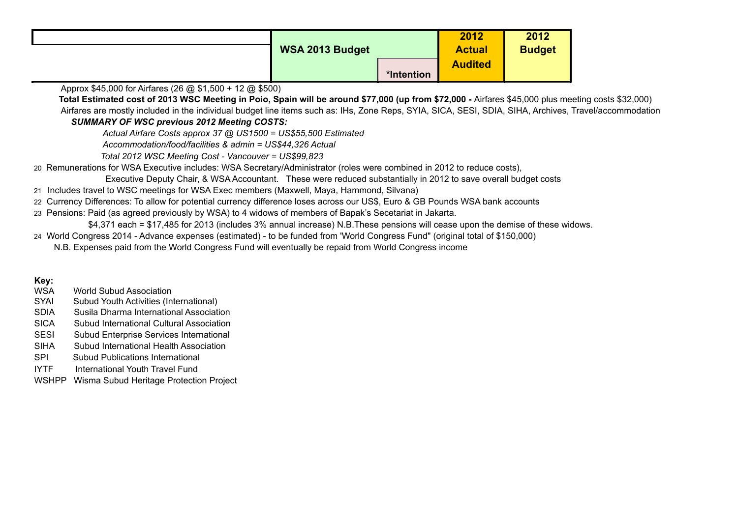| | WSA 2013 Budget | | 2012 Actual Audited | 2012 Budget |
|---|---|---|---|---|
| | | *Intention | | |

Approx $45,000 for Airfares (26 @ $1,500 + 12 @ $500)

**Total Estimated cost of 2013 WSC Meeting in Poio, Spain will be around $77,000 (up from $72,000 -** Airfares $45,000 plus meeting costs $32,000)

Airfares are mostly included in the individual budget line items such as: IHs, Zone Reps, SYIA, SICA, SESI, SDIA, SIHA, Archives, Travel/accommodation

***SUMMARY OF WSC previous 2012 Meeting COSTS:***

*Actual Airfare Costs approx 37 @ US1500 = US$55,500 Estimated*

*Accommodation/food/facilities & admin = US$44,326 Actual*

*Total 2012 WSC Meeting Cost - Vancouver = US$99,823*

20 Remunerations for WSA Executive includes: WSA Secretary/Administrator (roles were combined in 2012 to reduce costs), Executive Deputy Chair, & WSA Accountant. These were reduced substantially in 2012 to save overall budget costs

21 Includes travel to WSC meetings for WSA Exec members (Maxwell, Maya, Hammond, Silvana)

22 Currency Differences: To allow for potential currency difference loses across our US$, Euro & GB Pounds WSA bank accounts

23 Pensions: Paid (as agreed previously by WSA) to 4 widows of members of Bapak's Secetariat in Jakarta.

$4,371 each = $17,485 for 2013 (includes 3% annual increase) N.B.These pensions will cease upon the demise of these widows.

24 World Congress 2014 - Advance expenses (estimated) - to be funded from 'World Congress Fund" (original total of $150,000)

N.B. Expenses paid from the World Congress Fund will eventually be repaid from World Congress income

**Key:**

- WSA World Subud Association
- SYAI Subud Youth Activities (International)
- SDIA Susila Dharma International Association
- SICA Subud International Cultural Association
- SESI Subud Enterprise Services International
- SIHA Subud International Health Association
- SPI Subud Publications International
- IYTF International Youth Travel Fund
- WSHPP Wisma Subud Heritage Protection Project